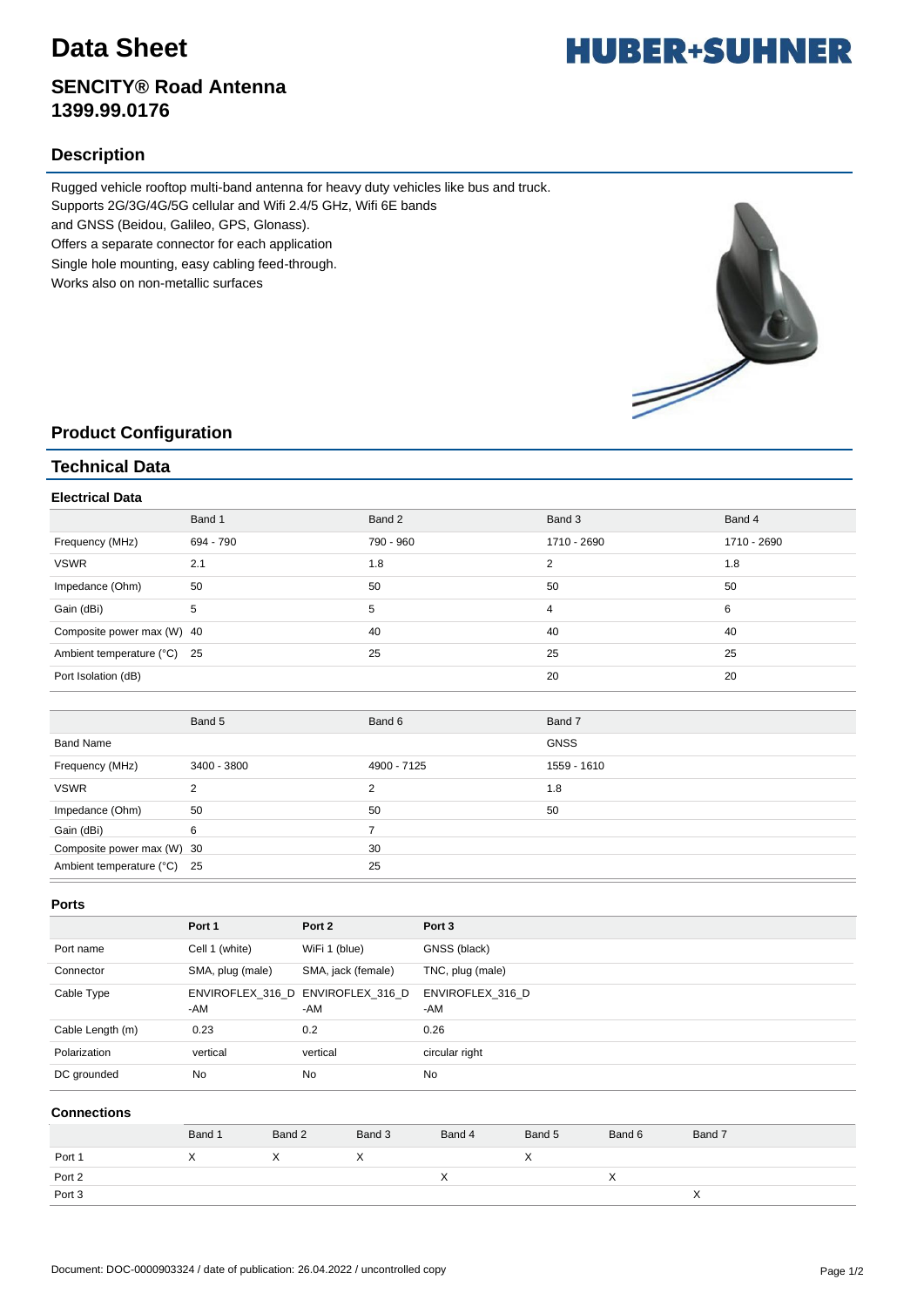# Data Sheet

HUBER+SUHNER

## SENCITY® Road Antenna
## 1399.99.0176

## Description

Rugged vehicle rooftop multi-band antenna for heavy duty vehicles like bus and truck.
Supports 2G/3G/4G/5G cellular and Wifi 2.4/5 GHz, Wifi 6E bands
and GNSS (Beidou, Galileo, GPS, Glonass).
Offers a separate connector for each application
Single hole mounting, easy cabling feed-through.
Works also on non-metallic surfaces

## Product Configuration

## Technical Data

### Electrical Data

| | Band 1 | Band 2 | Band 3 | Band 4 |
|---|---|---|---|---|
| Frequency (MHz) | 694 - 790 | 790 - 960 | 1710 - 2690 | 1710 - 2690 |
| VSWR | 2.1 | 1.8 | 2 | 1.8 |
| Impedance (Ohm) | 50 | 50 | 50 | 50 |
| Gain (dBi) | 5 | 5 | 4 | 6 |
| Composite power max (W) | 40 | 40 | 40 | 40 |
| Ambient temperature (°C) | 25 | 25 | 25 | 25 |
| Port Isolation (dB) | | | 20 | 20 |

| | Band 5 | Band 6 | Band 7 |
|---|---|---|---|
| Band Name | | | GNSS |
| Frequency (MHz) | 3400 - 3800 | 4900 - 7125 | 1559 - 1610 |
| VSWR | 2 | 2 | 1.8 |
| Impedance (Ohm) | 50 | 50 | 50 |
| Gain (dBi) | 6 | 7 | |
| Composite power max (W) | 30 | 30 | |
| Ambient temperature (°C) | 25 | 25 | |

### Ports

| | Port 1 | Port 2 | Port 3 |
|---|---|---|---|
| Port name | Cell 1 (white) | WiFi 1 (blue) | GNSS (black) |
| Connector | SMA, plug (male) | SMA, jack (female) | TNC, plug (male) |
| Cable Type | ENVIROFLEX_316_D-AM | ENVIROFLEX_316_D-AM | ENVIROFLEX_316_D-AM |
| Cable Length (m) | 0.23 | 0.2 | 0.26 |
| Polarization | vertical | vertical | circular right |
| DC grounded | No | No | No |

### Connections

| | Band 1 | Band 2 | Band 3 | Band 4 | Band 5 | Band 6 | Band 7 |
|---|---|---|---|---|---|---|---|
| Port 1 | X | X | X | | X | | |
| Port 2 | | | | X | | X | |
| Port 3 | | | | | | | X |

Document: DOC-0000903324 / date of publication: 26.04.2022 / uncontrolled copy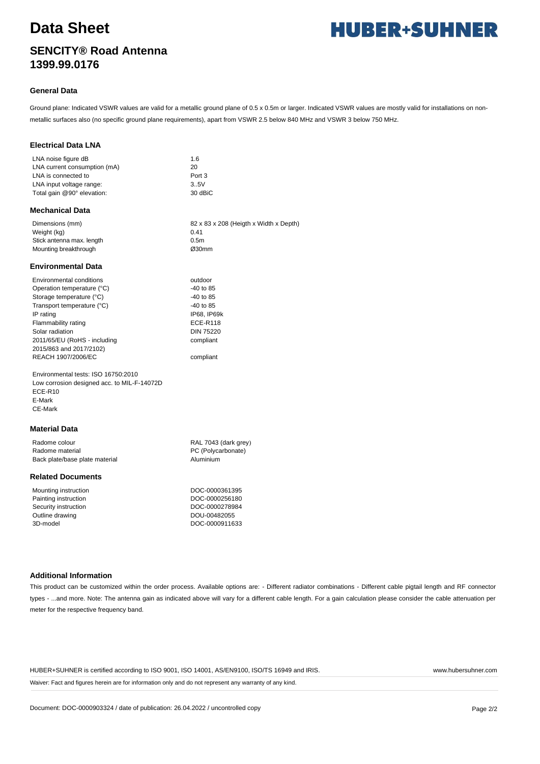# Data Sheet

## SENCITY® Road Antenna 1399.99.0176

### General Data

Ground plane: Indicated VSWR values are valid for a metallic ground plane of 0.5 x 0.5m or larger. Indicated VSWR values are mostly valid for installations on non-metallic surfaces also (no specific ground plane requirements), apart from VSWR 2.5 below 840 MHz and VSWR 3 below 750 MHz.

### Electrical Data LNA

| | |
|---|---|
| LNA noise figure dB | 1.6 |
| LNA current consumption (mA) | 20 |
| LNA is connected to | Port 3 |
| LNA input voltage range: | 3..5V |
| Total gain @90° elevation: | 30 dBiC |

### Mechanical Data

| | |
|---|---|
| Dimensions (mm) | 82 x 83 x 208 (Heigth x Width x Depth) |
| Weight (kg) | 0.41 |
| Stick antenna max. length | 0.5m |
| Mounting breakthrough | Ø30mm |

### Environmental Data

| | |
|---|---|
| Environmental conditions | outdoor |
| Operation temperature (°C) | -40 to 85 |
| Storage temperature (°C) | -40 to 85 |
| Transport temperature (°C) | -40 to 85 |
| IP rating | IP68, IP69k |
| Flammability rating | ECE-R118 |
| Solar radiation | DIN 75220 |
| 2011/65/EU (RoHS - including 2015/863 and 2017/2102) | compliant |
| REACH 1907/2006/EC | compliant |

Environmental tests: ISO 16750:2010
Low corrosion designed acc. to MIL-F-14072D
ECE-R10
E-Mark
CE-Mark

### Material Data

| | |
|---|---|
| Radome colour | RAL 7043 (dark grey) |
| Radome material | PC (Polycarbonate) |
| Back plate/base plate material | Aluminium |

### Related Documents

| | |
|---|---|
| Mounting instruction | DOC-0000361395 |
| Painting instruction | DOC-0000256180 |
| Security instruction | DOC-0000278984 |
| Outline drawing | DOU-00482055 |
| 3D-model | DOC-0000911633 |

### Additional Information

This product can be customized within the order process. Available options are: - Different radiator combinations - Different cable pigtail length and RF connector types - ...and more. Note: The antenna gain as indicated above will vary for a different cable length. For a gain calculation please consider the cable attenuation per meter for the respective frequency band.

HUBER+SUHNER is certified according to ISO 9001, ISO 14001, AS/EN9100, ISO/TS 16949 and IRIS. www.hubersuhner.com

Waiver: Fact and figures herein are for information only and do not represent any warranty of any kind.

Document: DOC-0000903324 / date of publication: 26.04.2022 / uncontrolled copy